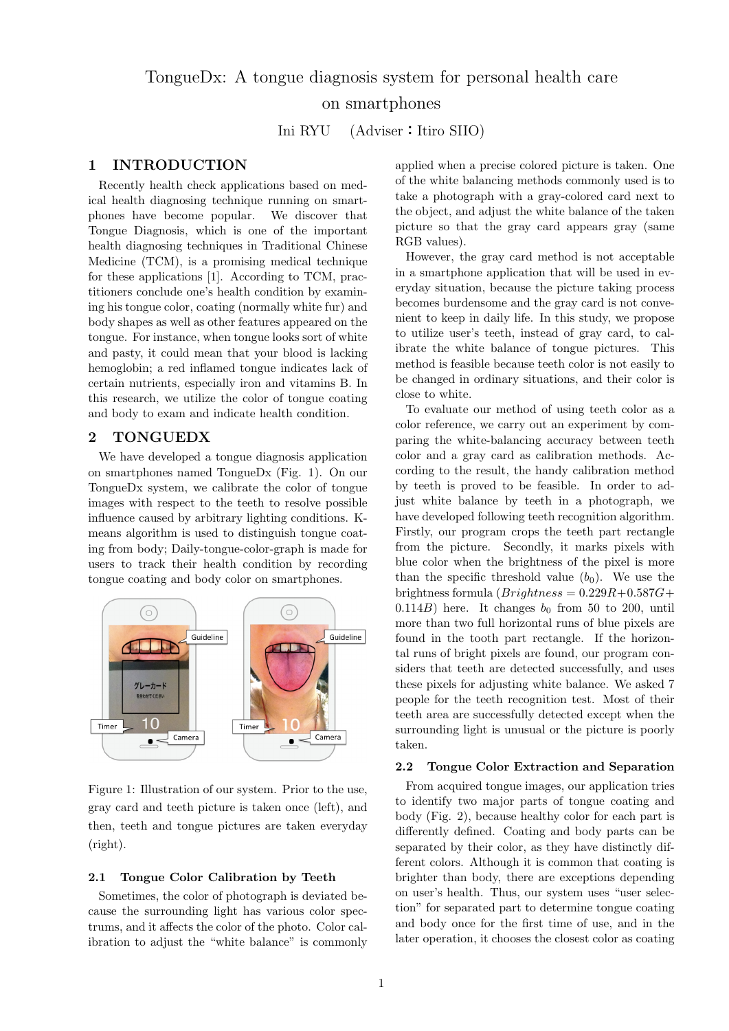# TongueDx: A tongue diagnosis system for personal health care on smartphones

Ini RYU (Adviser：Itiro SIIO)

## 1 INTRODUCTION

Recently health check applications based on medical health diagnosing technique running on smartphones have become popular. We discover that Tongue Diagnosis, which is one of the important health diagnosing techniques in Traditional Chinese Medicine (TCM), is a promising medical technique for these applications [1]. According to TCM, practitioners conclude one's health condition by examining his tongue color, coating (normally white fur) and body shapes as well as other features appeared on the tongue. For instance, when tongue looks sort of white and pasty, it could mean that your blood is lacking hemoglobin; a red inflamed tongue indicates lack of certain nutrients, especially iron and vitamins B. In this research, we utilize the color of tongue coating and body to exam and indicate health condition.

## 2 TONGUEDX

We have developed a tongue diagnosis application on smartphones named TongueDx (Fig. 1). On our TongueDx system, we calibrate the color of tongue images with respect to the teeth to resolve possible influence caused by arbitrary lighting conditions. K-means algorithm is used to distinguish tongue coating from body; Daily-tongue-color-graph is made for users to track their health condition by recording tongue coating and body color on smartphones.

Figure 1: Illustration of our system. Prior to the use, gray card and teeth picture is taken once (left), and then, teeth and tongue pictures are taken everyday (right).

### 2.1 Tongue Color Calibration by Teeth

Sometimes, the color of photograph is deviated because the surrounding light has various color spectrums, and it affects the color of the photo. Color calibration to adjust the "white balance" is commonly applied when a precise colored picture is taken. One of the white balancing methods commonly used is to take a photograph with a gray-colored card next to the object, and adjust the white balance of the taken picture so that the gray card appears gray (same RGB values).

However, the gray card method is not acceptable in a smartphone application that will be used in everyday situation, because the picture taking process becomes burdensome and the gray card is not convenient to keep in daily life. In this study, we propose to utilize user's teeth, instead of gray card, to calibrate the white balance of tongue pictures. This method is feasible because teeth color is not easily to be changed in ordinary situations, and their color is close to white.

To evaluate our method of using teeth color as a color reference, we carry out an experiment by comparing the white-balancing accuracy between teeth color and a gray card as calibration methods. According to the result, the handy calibration method by teeth is proved to be feasible. In order to adjust white balance by teeth in a photograph, we have developed following teeth recognition algorithm. Firstly, our program crops the teeth part rectangle from the picture. Secondly, it marks pixels with blue color when the brightness of the pixel is more than the specific threshold value ($b_0$). We use the brightness formula ($Brightness = 0.229R+0.587G+0.114B$) here. It changes $b_0$ from 50 to 200, until more than two full horizontal runs of blue pixels are found in the tooth part rectangle. If the horizontal runs of bright pixels are found, our program considers that teeth are detected successfully, and uses these pixels for adjusting white balance. We asked 7 people for the teeth recognition test. Most of their teeth area are successfully detected except when the surrounding light is unusual or the picture is poorly taken.

### 2.2 Tongue Color Extraction and Separation

From acquired tongue images, our application tries to identify two major parts of tongue coating and body (Fig. 2), because healthy color for each part is differently defined. Coating and body parts can be separated by their color, as they have distinctly different colors. Although it is common that coating is brighter than body, there are exceptions depending on user's health. Thus, our system uses "user selection" for separated part to determine tongue coating and body once for the first time of use, and in the later operation, it chooses the closest color as coating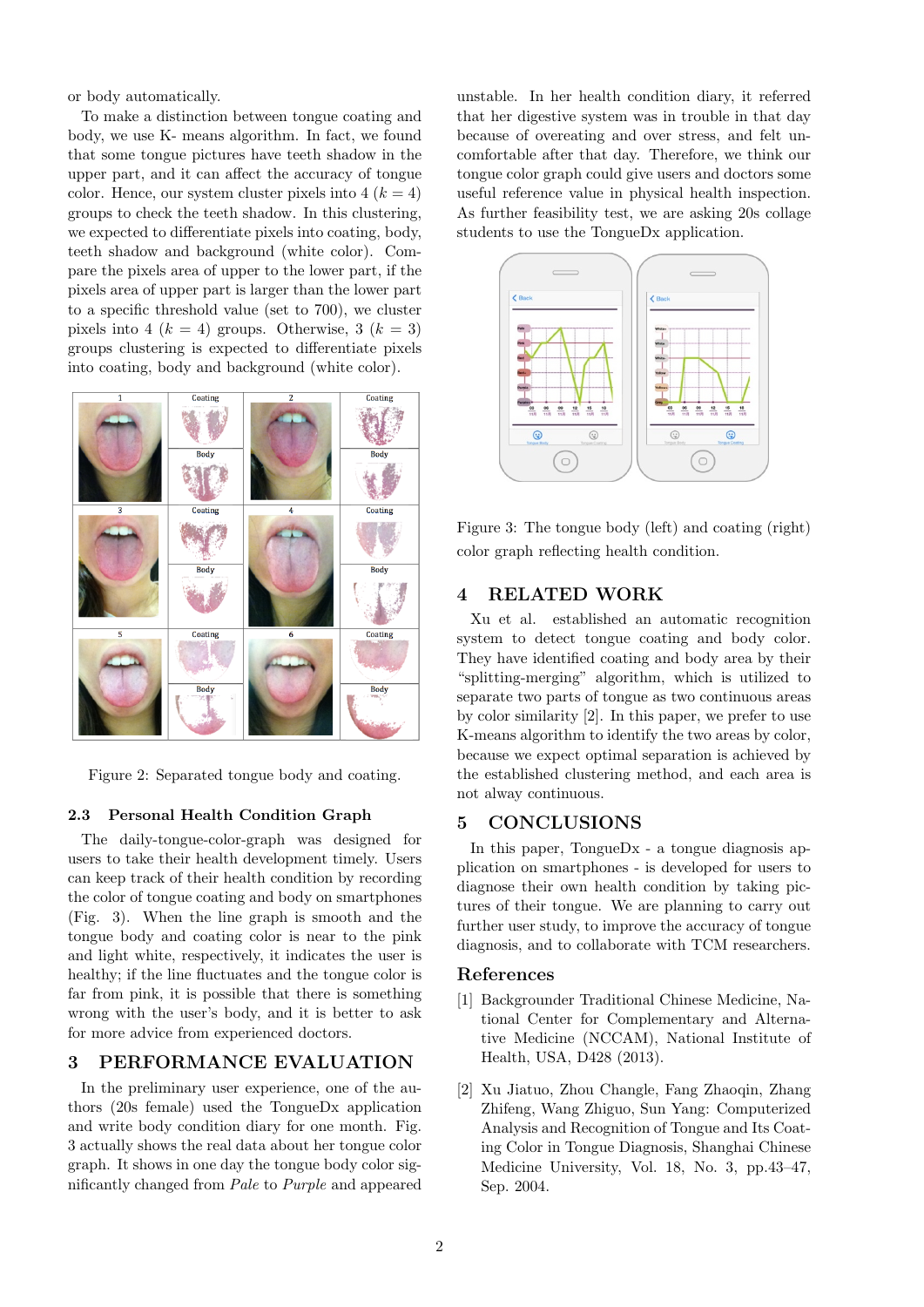or body automatically.

To make a distinction between tongue coating and body, we use K- means algorithm. In fact, we found that some tongue pictures have teeth shadow in the upper part, and it can affect the accuracy of tongue color. Hence, our system cluster pixels into 4 ($k = 4$) groups to check the teeth shadow. In this clustering, we expected to differentiate pixels into coating, body, teeth shadow and background (white color). Compare the pixels area of upper to the lower part, if the pixels area of upper part is larger than the lower part to a specific threshold value (set to 700), we cluster pixels into 4 ($k = 4$) groups. Otherwise, 3 ($k = 3$) groups clustering is expected to differentiate pixels into coating, body and background (white color).

Figure 2: Separated tongue body and coating.

### 2.3 Personal Health Condition Graph

The daily-tongue-color-graph was designed for users to take their health development timely. Users can keep track of their health condition by recording the color of tongue coating and body on smartphones (Fig. 3). When the line graph is smooth and the tongue body and coating color is near to the pink and light white, respectively, it indicates the user is healthy; if the line fluctuates and the tongue color is far from pink, it is possible that there is something wrong with the user's body, and it is better to ask for more advice from experienced doctors.

## 3 PERFORMANCE EVALUATION

In the preliminary user experience, one of the authors (20s female) used the TongueDx application and write body condition diary for one month. Fig. 3 actually shows the real data about her tongue color graph. It shows in one day the tongue body color significantly changed from *Pale* to *Purple* and appeared unstable. In her health condition diary, it referred that her digestive system was in trouble in that day because of overeating and over stress, and felt uncomfortable after that day. Therefore, we think our tongue color graph could give users and doctors some useful reference value in physical health inspection. As further feasibility test, we are asking 20s collage students to use the TongueDx application.

Figure 3: The tongue body (left) and coating (right) color graph reflecting health condition.

## 4 RELATED WORK

Xu et al. established an automatic recognition system to detect tongue coating and body color. They have identified coating and body area by their "splitting-merging" algorithm, which is utilized to separate two parts of tongue as two continuous areas by color similarity [2]. In this paper, we prefer to use K-means algorithm to identify the two areas by color, because we expect optimal separation is achieved by the established clustering method, and each area is not alway continuous.

## 5 CONCLUSIONS

In this paper, TongueDx - a tongue diagnosis application on smartphones - is developed for users to diagnose their own health condition by taking pictures of their tongue. We are planning to carry out further user study, to improve the accuracy of tongue diagnosis, and to collaborate with TCM researchers.

## References

[1] Backgrounder Traditional Chinese Medicine, National Center for Complementary and Alternative Medicine (NCCAM), National Institute of Health, USA, D428 (2013).

[2] Xu Jiatuo, Zhou Changle, Fang Zhaoqin, Zhang Zhifeng, Wang Zhiguo, Sun Yang: Computerized Analysis and Recognition of Tongue and Its Coating Color in Tongue Diagnosis, Shanghai Chinese Medicine University, Vol. 18, No. 3, pp.43–47, Sep. 2004.